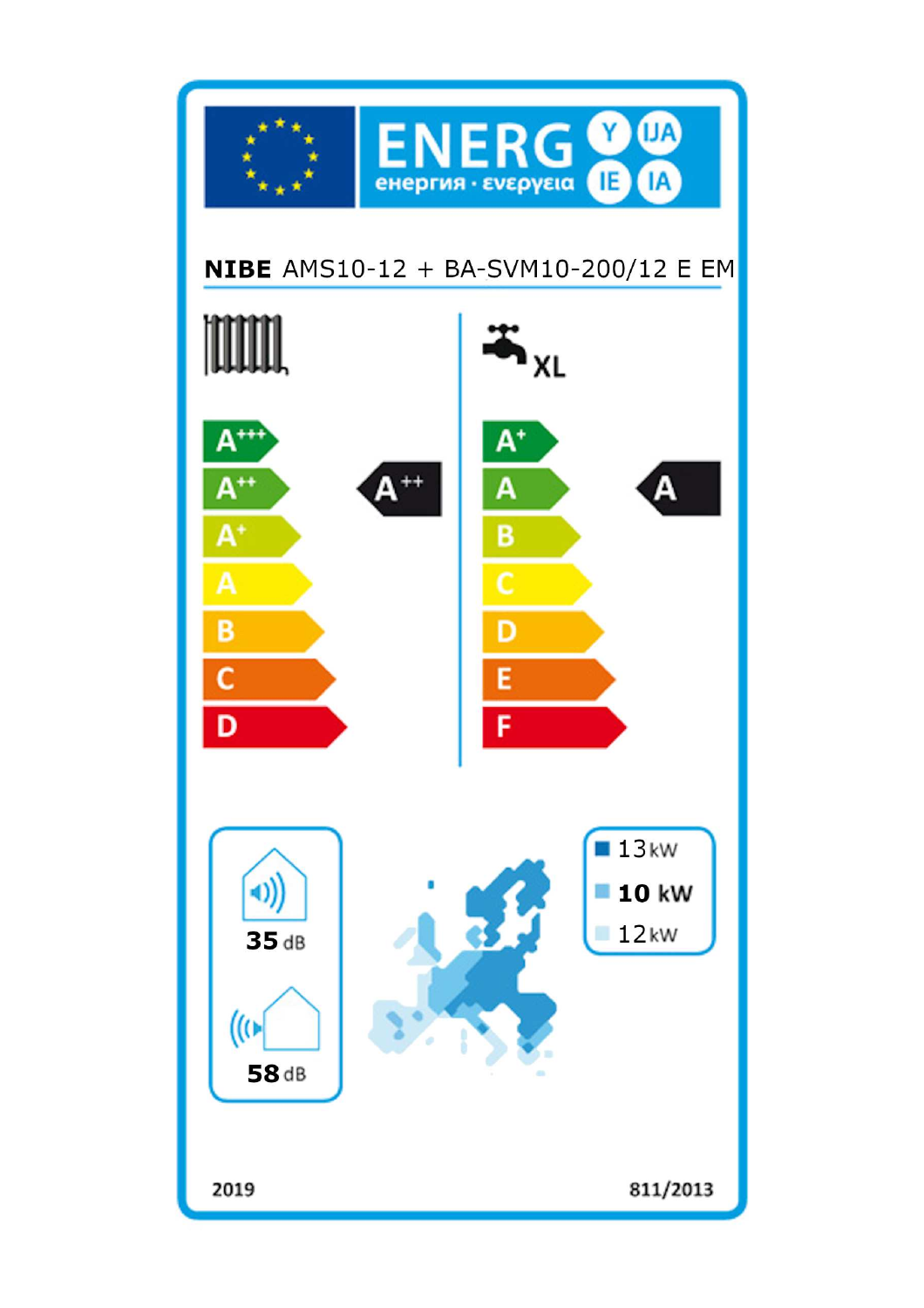# ENERG

енергия · ενεργεια

Y IJA IE IA

**NIBE** AMS10-12 + BA-SVM10-200/12 E EM

| Space heating | | Water heating (XL) | |
|---|---|---|---|
| A+++ | | A+ | |
| A++ | **A++** | A | **A** |
| A+ | | B | |
| A | | C | |
| B | | D | |
| C | | E | |
| D | | F | |

35 dB

58 dB

13 kW

**10 kW**

12 kW

2019

811/2013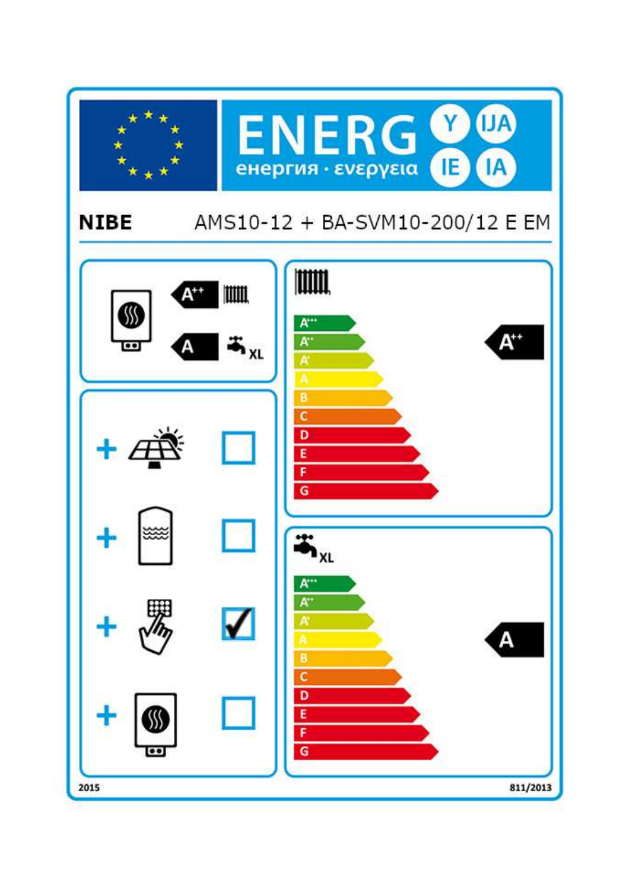# ENERGIJA / енергия · ενεργεια / ENERGY / ENERGIE / ENERGIA

**NIBE** AMS10-12 + BA-SVM10-200/12 E EM

| | |
|---|---|
| Space heating (radiator) | A++ |
| Water heating (XL) | A |

| Package components | |
|---|---|
| + Solar collector | ☐ |
| + Hot water storage tank | ☐ |
| + Temperature control | ☑ |
| + Supplementary heater | ☐ |

**Space heating:** A+++ / A++ / A+ / A / B / C / D / E / F / G → **A++**

**Water heating (XL):** A+++ / A++ / A+ / A / B / C / D / E / F / G → **A**

2015 — 811/2013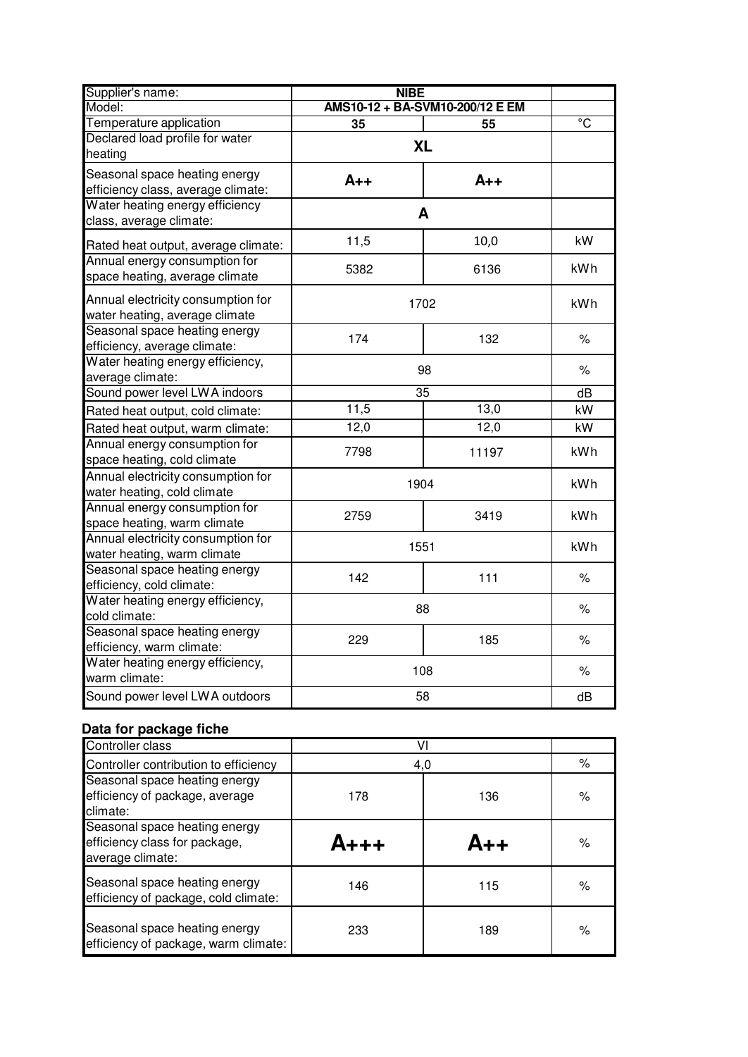| Supplier's name: | NIBE | | |
|---|---|---|---|
| Model: | AMS10-12 + BA-SVM10-200/12 E EM | | |
| Temperature application | 35 | 55 | °C |
| Declared load profile for water heating | XL | | |
| Seasonal space heating energy efficiency class, average climate: | A++ | A++ | |
| Water heating energy efficiency class, average climate: | A | | |
| Rated heat output, average climate: | 11,5 | 10,0 | kW |
| Annual energy consumption for space heating, average climate | 5382 | 6136 | kWh |
| Annual electricity consumption for water heating, average climate | 1702 | | kWh |
| Seasonal space heating energy efficiency, average climate: | 174 | 132 | % |
| Water heating energy efficiency, average climate: | 98 | | % |
| Sound power level LWA indoors | 35 | | dB |
| Rated heat output, cold climate: | 11,5 | 13,0 | kW |
| Rated heat output, warm climate: | 12,0 | 12,0 | kW |
| Annual energy consumption for space heating, cold climate | 7798 | 11197 | kWh |
| Annual electricity consumption for water heating, cold climate | 1904 | | kWh |
| Annual energy consumption for space heating, warm climate | 2759 | 3419 | kWh |
| Annual electricity consumption for water heating, warm climate | 1551 | | kWh |
| Seasonal space heating energy efficiency, cold climate: | 142 | 111 | % |
| Water heating energy efficiency, cold climate: | 88 | | % |
| Seasonal space heating energy efficiency, warm climate: | 229 | 185 | % |
| Water heating energy efficiency, warm climate: | 108 | | % |
| Sound power level LWA outdoors | 58 | | dB |

## Data for package fiche

| Controller class | VI | | |
|---|---|---|---|
| Controller contribution to efficiency | 4,0 | | % |
| Seasonal space heating energy efficiency of package, average climate: | 178 | 136 | % |
| Seasonal space heating energy efficiency class for package, average climate: | A+++ | A++ | % |
| Seasonal space heating energy efficiency of package, cold climate: | 146 | 115 | % |
| Seasonal space heating energy efficiency of package, warm climate: | 233 | 189 | % |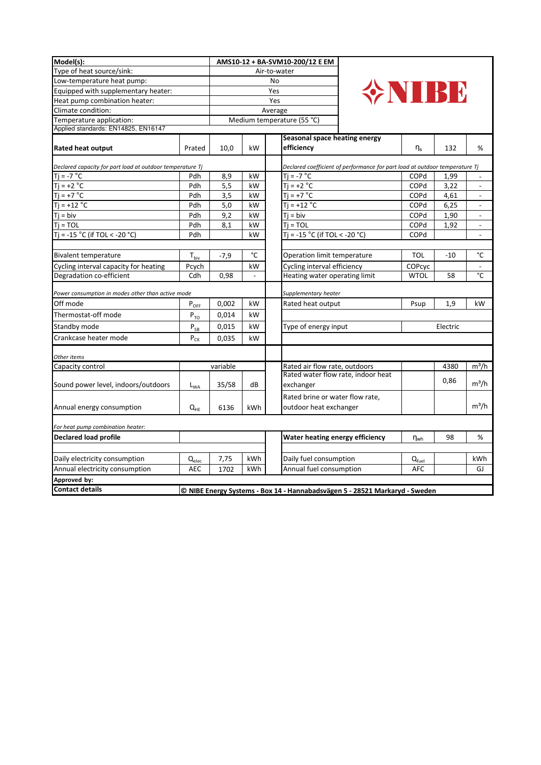| Model(s): | AMS10-12 + BA-SVM10-200/12 E EM |
|---|---|
| Type of heat source/sink: | Air-to-water |
| Low-temperature heat pump: | No |
| Equipped with supplementary heater: | Yes |
| Heat pump combination heater: | Yes |
| Climate condition: | Average |
| Temperature application: | Medium temperature (55 °C) |
| Applied standards: EN14825, EN16147 | |

NIBE

| | | | | | | | | |
|---|---|---|---|---|---|---|---|---|
| **Rated heat output** | Prated | 10,0 | kW | | **Seasonal space heating energy efficiency** | $\eta_s$ | 132 | % |
| *Declared capacity for part load at outdoor temperature Tj* | | | | | *Declared coefficient of performance for part load at outdoor temperature Tj* | | | |
| Tj = -7 °C | Pdh | 8,9 | kW | | Tj = -7 °C | COPd | 1,99 | - |
| Tj = +2 °C | Pdh | 5,5 | kW | | Tj = +2 °C | COPd | 3,22 | - |
| Tj = +7 °C | Pdh | 3,5 | kW | | Tj = +7 °C | COPd | 4,61 | - |
| Tj = +12 °C | Pdh | 5,0 | kW | | Tj = +12 °C | COPd | 6,25 | - |
| Tj = biv | Pdh | 9,2 | kW | | Tj = biv | COPd | 1,90 | - |
| Tj = TOL | Pdh | 8,1 | kW | | Tj = TOL | COPd | 1,92 | - |
| Tj = -15 °C (if TOL < -20 °C) | Pdh | | kW | | Tj = -15 °C (if TOL < -20 °C) | COPd | | - |
| Bivalent temperature | $T_{biv}$ | -7,9 | °C | | Operation limit temperature | TOL | -10 | °C |
| Cycling interval capacity for heating | Pcych | | kW | | Cycling interval efficiency | COPcyc | | - |
| Degradation co-efficient | Cdh | 0,98 | - | | Heating water operating limit | WTOL | 58 | °C |
| *Power consumption in modes other than active mode* | | | | | *Supplementary heater* | | | |
| Off mode | $P_{OFF}$ | 0,002 | kW | | Rated heat output | Psup | 1,9 | kW |
| Thermostat-off mode | $P_{TO}$ | 0,014 | kW | | | | | |
| Standby mode | $P_{SB}$ | 0,015 | kW | | Type of energy input | | Electric | |
| Crankcase heater mode | $P_{CK}$ | 0,035 | kW | | | | | |
| *Other items* | | | | | | | | |
| Capacity control | | variable | | | Rated air flow rate, outdoors | | 4380 | $m^3/h$ |
| Sound power level, indoors/outdoors | $L_{WA}$ | 35/58 | dB | | Rated water flow rate, indoor heat exchanger | | 0,86 | $m^3/h$ |
| Annual energy consumption | $Q_{HE}$ | 6136 | kWh | | Rated brine or water flow rate, outdoor heat exchanger | | | $m^3/h$ |
| *For heat pump combination heater:* | | | | | | | | |
| **Declared load profile** | | | | | **Water heating energy efficiency** | $\eta_{wh}$ | 98 | % |
| Daily electricity consumption | $Q_{elec}$ | 7,75 | kWh | | Daily fuel consumption | $Q_{fuel}$ | | kWh |
| Annual electricity consumption | AEC | 1702 | kWh | | Annual fuel consumption | AFC | | GJ |
| **Approved by:** | | | | | | | | |
| **Contact details** | **© NIBE Energy Systems - Box 14 - Hannabadsvägen 5 - 28521 Markaryd - Sweden** | | | | | | | |